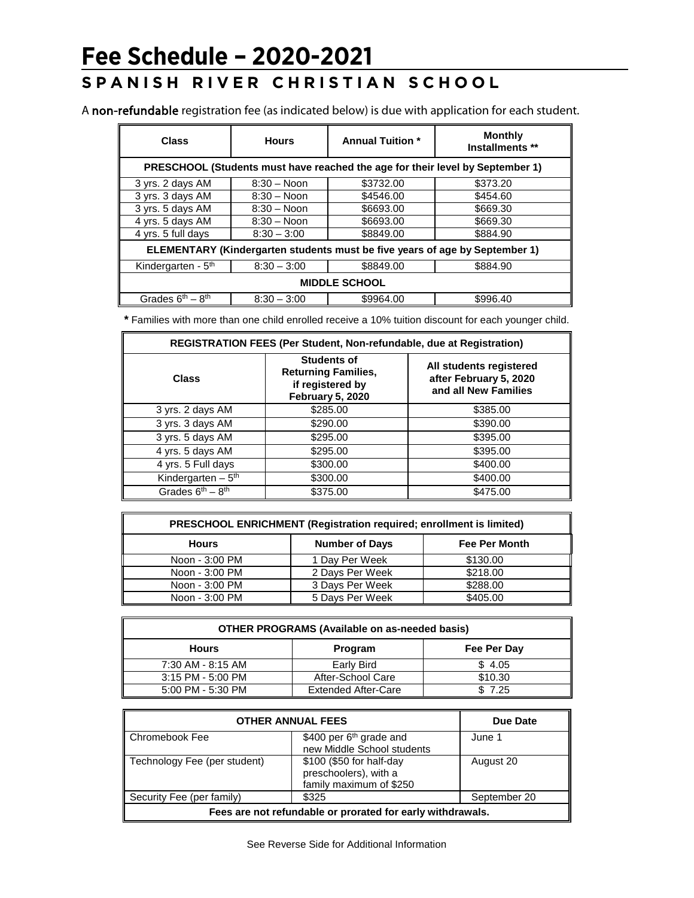# Fee Schedule – 2020-2021

## SPANISH RIVER CHRISTIAN SCHOOL

A **non-refundable** registration fee (as indicated below) is due with application for each student.

| Class | Hours | Annual Tuition * | Monthly Installments ** |
|---|---|---|---|
| **PRESCHOOL (Students must have reached the age for their level by September 1)** | | | |
| 3 yrs. 2 days AM | 8:30 – Noon | $3732.00 | $373.20 |
| 3 yrs. 3 days AM | 8:30 – Noon | $4546.00 | $454.60 |
| 3 yrs. 5 days AM | 8:30 – Noon | $6693.00 | $669.30 |
| 4 yrs. 5 days AM | 8:30 – Noon | $6693.00 | $669.30 |
| 4 yrs. 5 full days | 8:30 – 3:00 | $8849.00 | $884.90 |
| **ELEMENTARY (Kindergarten students must be five years of age by September 1)** | | | |
| Kindergarten - 5th | 8:30 – 3:00 | $8849.00 | $884.90 |
| **MIDDLE SCHOOL** | | | |
| Grades 6th – 8th | 8:30 – 3:00 | $9964.00 | $996.40 |

***** Families with more than one child enrolled receive a 10% tuition discount for each younger child.

| REGISTRATION FEES (Per Student, Non-refundable, due at Registration) | | |
|---|---|---|
| **Class** | **Students of Returning Families, if registered by February 5, 2020** | **All students registered after February 5, 2020 and all New Families** |
| 3 yrs. 2 days AM | $285.00 | $385.00 |
| 3 yrs. 3 days AM | $290.00 | $390.00 |
| 3 yrs. 5 days AM | $295.00 | $395.00 |
| 4 yrs. 5 days AM | $295.00 | $395.00 |
| 4 yrs. 5 Full days | $300.00 | $400.00 |
| Kindergarten – 5th | $300.00 | $400.00 |
| Grades 6th – 8th | $375.00 | $475.00 |

| PRESCHOOL ENRICHMENT (Registration required; enrollment is limited) | | |
|---|---|---|
| **Hours** | **Number of Days** | **Fee Per Month** |
| Noon - 3:00 PM | 1 Day Per Week | $130.00 |
| Noon - 3:00 PM | 2 Days Per Week | $218.00 |
| Noon - 3:00 PM | 3 Days Per Week | $288.00 |
| Noon - 3:00 PM | 5 Days Per Week | $405.00 |

| OTHER PROGRAMS (Available on as-needed basis) | | |
|---|---|---|
| **Hours** | **Program** | **Fee Per Day** |
| 7:30 AM - 8:15 AM | Early Bird | $ 4.05 |
| 3:15 PM - 5:00 PM | After-School Care | $10.30 |
| 5:00 PM - 5:30 PM | Extended After-Care | $ 7.25 |

| OTHER ANNUAL FEES | | Due Date |
|---|---|---|
| Chromebook Fee | $400 per 6th grade and new Middle School students | June 1 |
| Technology Fee (per student) | $100 ($50 for half-day preschoolers), with a family maximum of $250 | August 20 |
| Security Fee (per family) | $325 | September 20 |
| **Fees are not refundable or prorated for early withdrawals.** | | |

See Reverse Side for Additional Information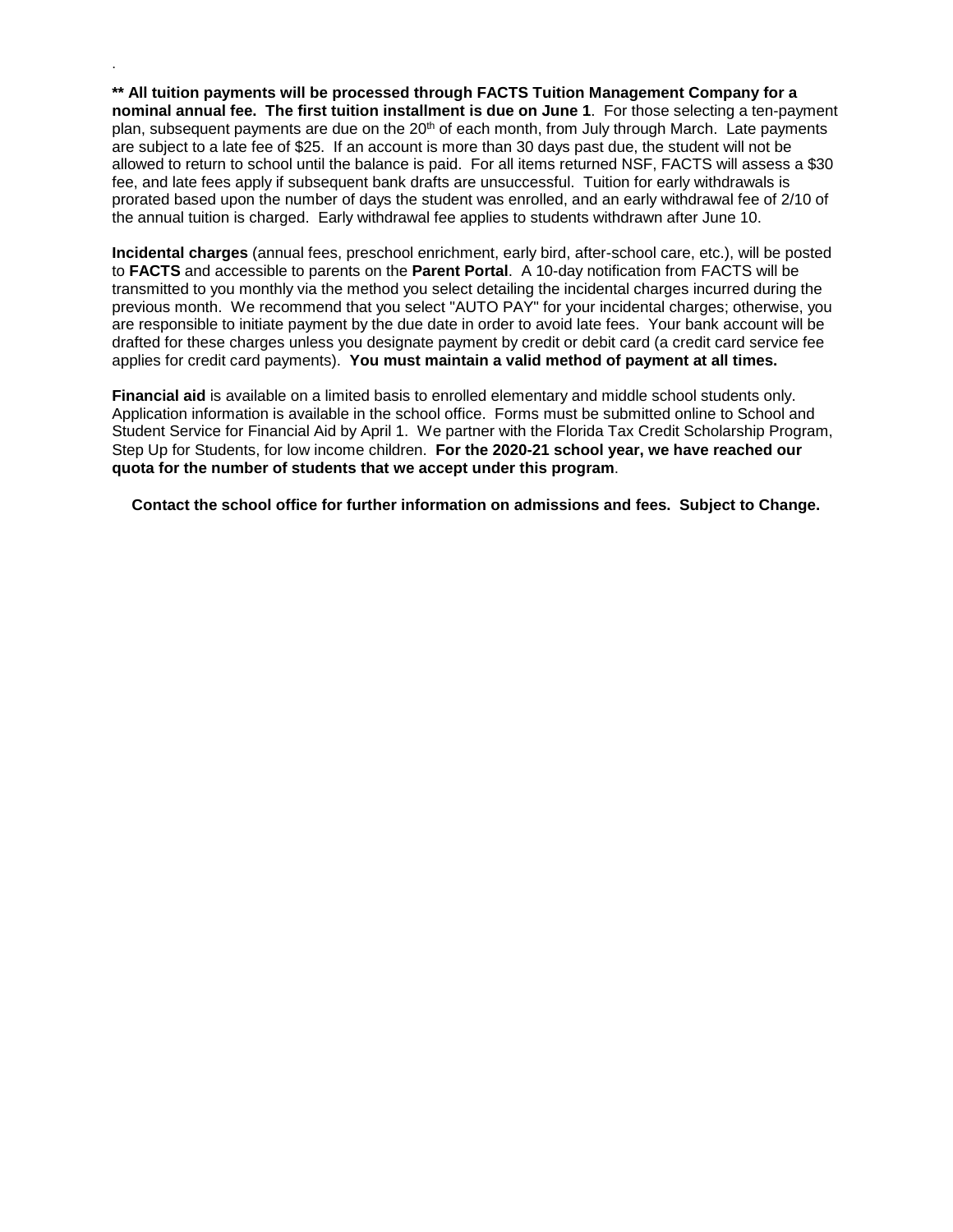.

**** All tuition payments will be processed through FACTS Tuition Management Company for a nominal annual fee. The first tuition installment is due on June 1**. For those selecting a ten-payment plan, subsequent payments are due on the 20th of each month, from July through March. Late payments are subject to a late fee of $25. If an account is more than 30 days past due, the student will not be allowed to return to school until the balance is paid. For all items returned NSF, FACTS will assess a $30 fee, and late fees apply if subsequent bank drafts are unsuccessful. Tuition for early withdrawals is prorated based upon the number of days the student was enrolled, and an early withdrawal fee of 2/10 of the annual tuition is charged. Early withdrawal fee applies to students withdrawn after June 10.

**Incidental charges** (annual fees, preschool enrichment, early bird, after-school care, etc.), will be posted to **FACTS** and accessible to parents on the **Parent Portal**. A 10-day notification from FACTS will be transmitted to you monthly via the method you select detailing the incidental charges incurred during the previous month. We recommend that you select "AUTO PAY" for your incidental charges; otherwise, you are responsible to initiate payment by the due date in order to avoid late fees. Your bank account will be drafted for these charges unless you designate payment by credit or debit card (a credit card service fee applies for credit card payments). **You must maintain a valid method of payment at all times.**

**Financial aid** is available on a limited basis to enrolled elementary and middle school students only. Application information is available in the school office. Forms must be submitted online to School and Student Service for Financial Aid by April 1. We partner with the Florida Tax Credit Scholarship Program, Step Up for Students, for low income children. **For the 2020-21 school year, we have reached our quota for the number of students that we accept under this program**.

**Contact the school office for further information on admissions and fees. Subject to Change.**